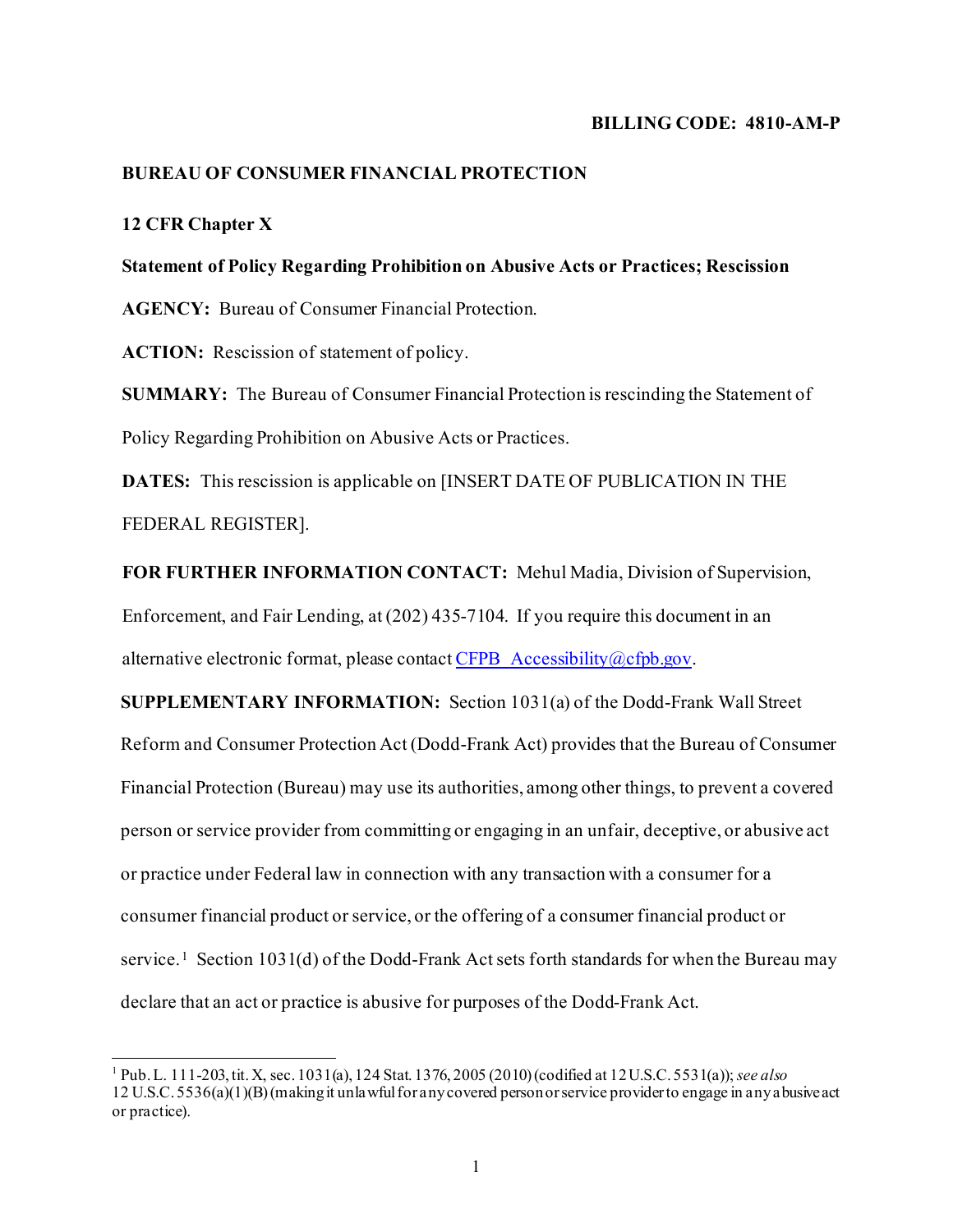**BILLING CODE: 4810-AM-P**

**BUREAU OF CONSUMER FINANCIAL PROTECTION**

**12 CFR Chapter X**

**Statement of Policy Regarding Prohibition on Abusive Acts or Practices; Rescission**

**AGENCY:** Bureau of Consumer Financial Protection.

**ACTION:** Rescission of statement of policy.

**SUMMARY:** The Bureau of Consumer Financial Protection is rescinding the Statement of Policy Regarding Prohibition on Abusive Acts or Practices.

**DATES:** This rescission is applicable on [INSERT DATE OF PUBLICATION IN THE FEDERAL REGISTER].

**FOR FURTHER INFORMATION CONTACT:** Mehul Madia, Division of Supervision, Enforcement, and Fair Lending, at (202) 435-7104. If you require this document in an alternative electronic format, please contact [CFPB_Accessibility@cfpb.gov](mailto:CFPB_Accessibility@cfpb.gov).

**SUPPLEMENTARY INFORMATION:** Section 1031(a) of the Dodd-Frank Wall Street Reform and Consumer Protection Act (Dodd-Frank Act) provides that the Bureau of Consumer Financial Protection (Bureau) may use its authorities, among other things, to prevent a covered person or service provider from committing or engaging in an unfair, deceptive, or abusive act or practice under Federal law in connection with any transaction with a consumer for a consumer financial product or service, or the offering of a consumer financial product or service.[1] Section 1031(d) of the Dodd-Frank Act sets forth standards for when the Bureau may declare that an act or practice is abusive for purposes of the Dodd-Frank Act.

---

[1] Pub. L. 111-203, tit. X, sec. 1031(a), 124 Stat. 1376, 2005 (2010) (codified at 12 U.S.C. 5531(a)); *see also* 12 U.S.C. 5536(a)(1)(B) (making it unlawful for any covered person or service provider to engage in any abusive act or practice).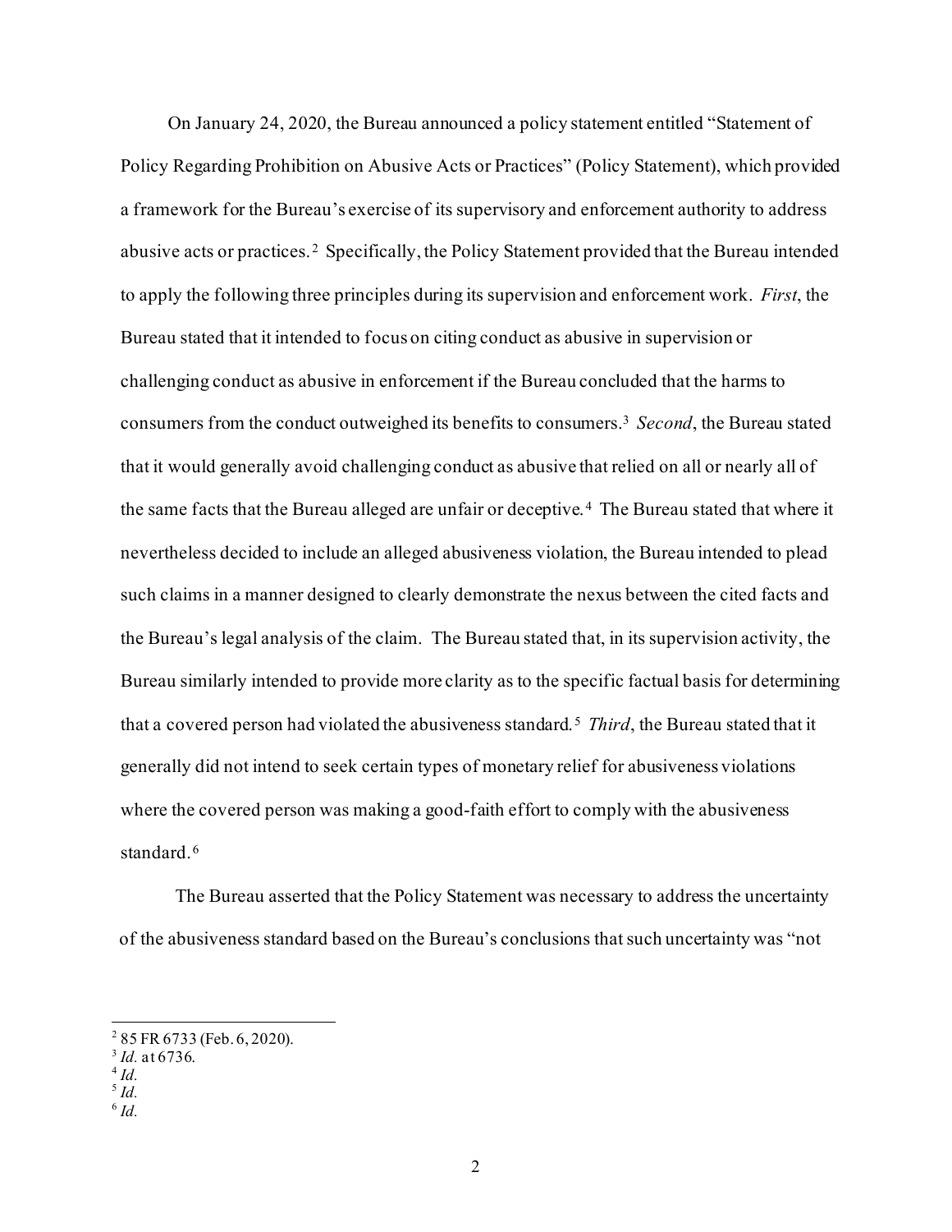On January 24, 2020, the Bureau announced a policy statement entitled "Statement of Policy Regarding Prohibition on Abusive Acts or Practices" (Policy Statement), which provided a framework for the Bureau's exercise of its supervisory and enforcement authority to address abusive acts or practices.[2] Specifically, the Policy Statement provided that the Bureau intended to apply the following three principles during its supervision and enforcement work. *First*, the Bureau stated that it intended to focus on citing conduct as abusive in supervision or challenging conduct as abusive in enforcement if the Bureau concluded that the harms to consumers from the conduct outweighed its benefits to consumers.[3] *Second*, the Bureau stated that it would generally avoid challenging conduct as abusive that relied on all or nearly all of the same facts that the Bureau alleged are unfair or deceptive.[4] The Bureau stated that where it nevertheless decided to include an alleged abusiveness violation, the Bureau intended to plead such claims in a manner designed to clearly demonstrate the nexus between the cited facts and the Bureau's legal analysis of the claim. The Bureau stated that, in its supervision activity, the Bureau similarly intended to provide more clarity as to the specific factual basis for determining that a covered person had violated the abusiveness standard.[5] *Third*, the Bureau stated that it generally did not intend to seek certain types of monetary relief for abusiveness violations where the covered person was making a good-faith effort to comply with the abusiveness standard.[6]

The Bureau asserted that the Policy Statement was necessary to address the uncertainty of the abusiveness standard based on the Bureau's conclusions that such uncertainty was "not

---

[2] 85 FR 6733 (Feb. 6, 2020).

[3] *Id.* at 6736.

[4] *Id.*

[5] *Id.*

[6] *Id.*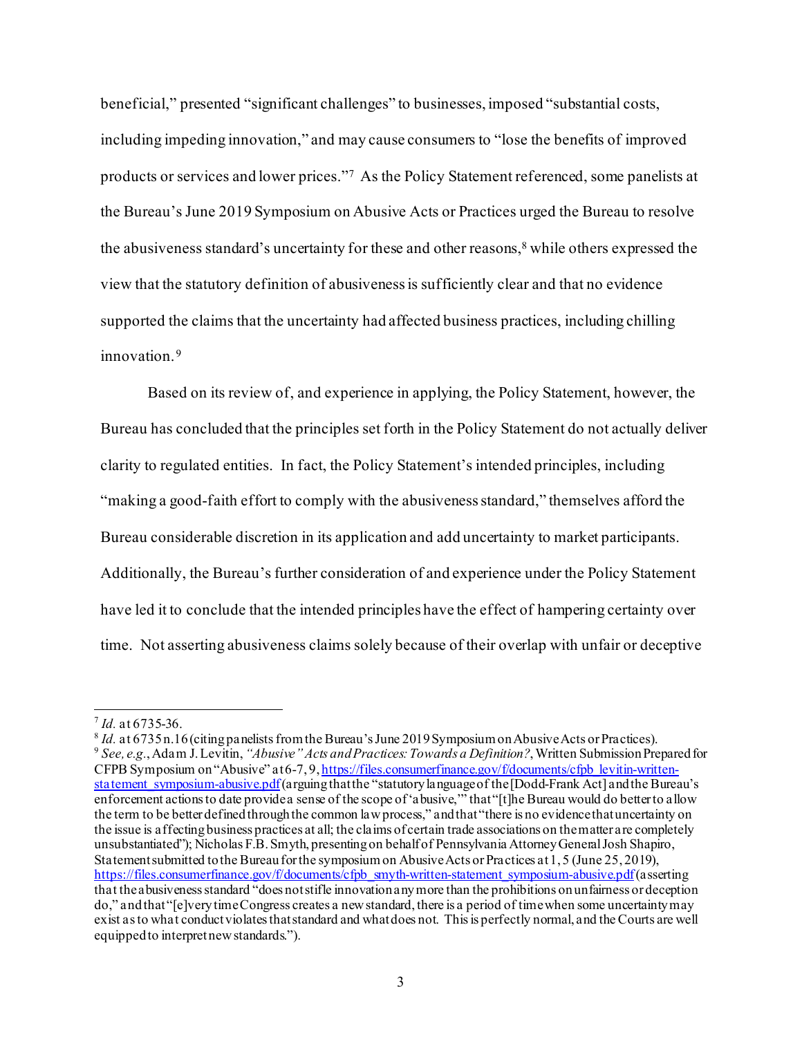beneficial," presented "significant challenges" to businesses, imposed "substantial costs, including impeding innovation," and may cause consumers to "lose the benefits of improved products or services and lower prices."[7] As the Policy Statement referenced, some panelists at the Bureau's June 2019 Symposium on Abusive Acts or Practices urged the Bureau to resolve the abusiveness standard's uncertainty for these and other reasons,[8] while others expressed the view that the statutory definition of abusiveness is sufficiently clear and that no evidence supported the claims that the uncertainty had affected business practices, including chilling innovation.[9]

Based on its review of, and experience in applying, the Policy Statement, however, the Bureau has concluded that the principles set forth in the Policy Statement do not actually deliver clarity to regulated entities. In fact, the Policy Statement's intended principles, including "making a good-faith effort to comply with the abusiveness standard," themselves afford the Bureau considerable discretion in its application and add uncertainty to market participants. Additionally, the Bureau's further consideration of and experience under the Policy Statement have led it to conclude that the intended principles have the effect of hampering certainty over time. Not asserting abusiveness claims solely because of their overlap with unfair or deceptive

---

[7] *Id.* at 6735-36.

[8] *Id.* at 6735 n.16 (citing panelists from the Bureau's June 2019 Symposium on Abusive Acts or Practices).

[9] *See, e.g.*, Adam J. Levitin, *"Abusive" Acts and Practices: Towards a Definition?*, Written Submission Prepared for CFPB Symposium on "Abusive" at 6-7, 9, https://files.consumerfinance.gov/f/documents/cfpb_levitin-written-statement_symposium-abusive.pdf (arguing that the "statutory language of the [Dodd-Frank Act] and the Bureau's enforcement actions to date provide a sense of the scope of 'abusive,'" that "[t]he Bureau would do better to allow the term to be better defined through the common law process," and that "there is no evidence that uncertainty on the issue is affecting business practices at all; the claims of certain trade associations on the matter are completely unsubstantiated"); Nicholas F.B. Smyth, presenting on behalf of Pennsylvania Attorney General Josh Shapiro, Statement submitted to the Bureau for the symposium on Abusive Acts or Practices at 1, 5 (June 25, 2019), https://files.consumerfinance.gov/f/documents/cfpb_smyth-written-statement_symposium-abusive.pdf (asserting that the abusiveness standard "does not stifle innovation any more than the prohibitions on unfairness or deception do," and that "[e]very time Congress creates a new standard, there is a period of time when some uncertainty may exist as to what conduct violates that standard and what does not. This is perfectly normal, and the Courts are well equipped to interpret new standards.").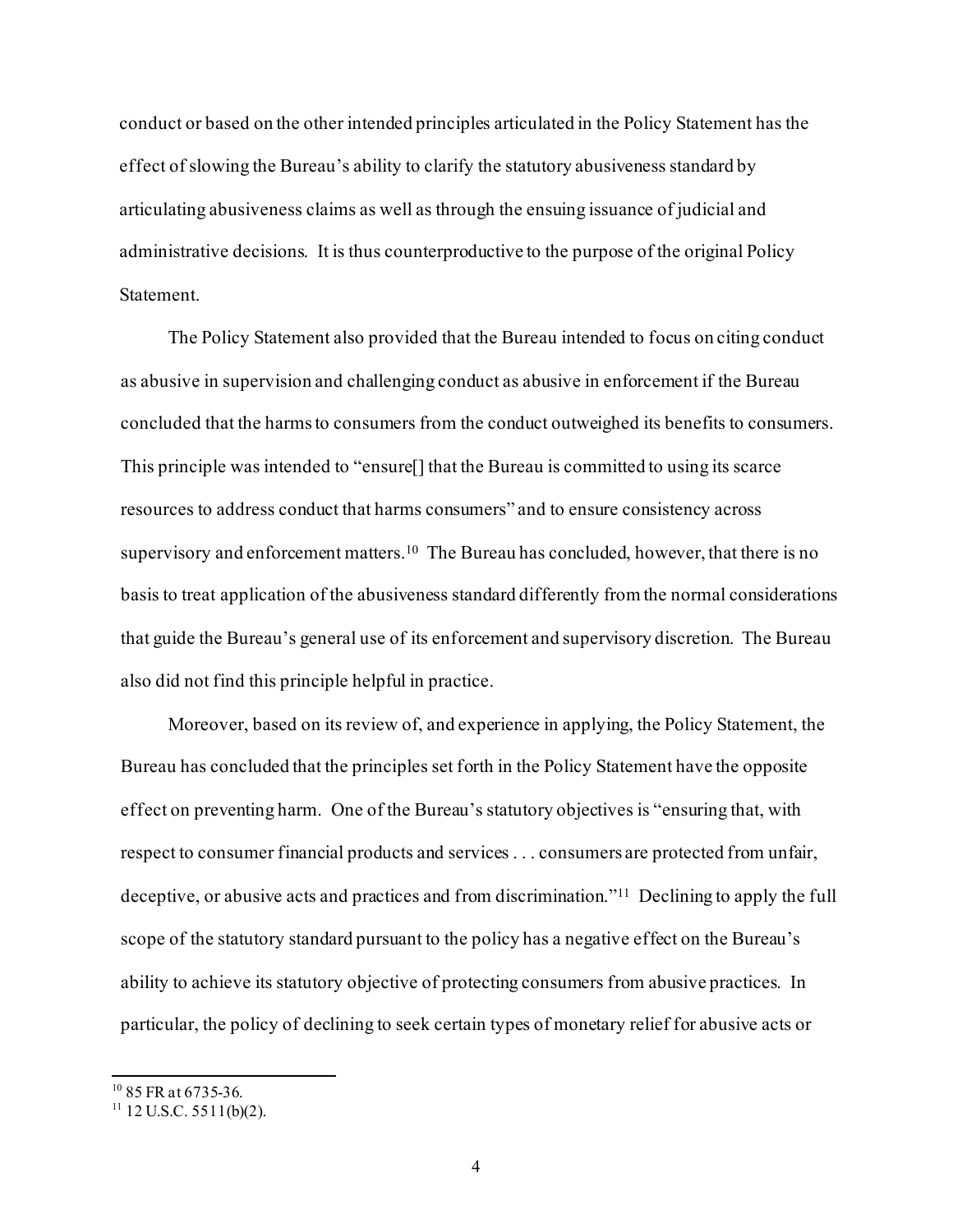conduct or based on the other intended principles articulated in the Policy Statement has the effect of slowing the Bureau's ability to clarify the statutory abusiveness standard by articulating abusiveness claims as well as through the ensuing issuance of judicial and administrative decisions. It is thus counterproductive to the purpose of the original Policy Statement.

The Policy Statement also provided that the Bureau intended to focus on citing conduct as abusive in supervision and challenging conduct as abusive in enforcement if the Bureau concluded that the harms to consumers from the conduct outweighed its benefits to consumers. This principle was intended to "ensure[] that the Bureau is committed to using its scarce resources to address conduct that harms consumers" and to ensure consistency across supervisory and enforcement matters.[10] The Bureau has concluded, however, that there is no basis to treat application of the abusiveness standard differently from the normal considerations that guide the Bureau's general use of its enforcement and supervisory discretion. The Bureau also did not find this principle helpful in practice.

Moreover, based on its review of, and experience in applying, the Policy Statement, the Bureau has concluded that the principles set forth in the Policy Statement have the opposite effect on preventing harm. One of the Bureau's statutory objectives is "ensuring that, with respect to consumer financial products and services . . . consumers are protected from unfair, deceptive, or abusive acts and practices and from discrimination."[11] Declining to apply the full scope of the statutory standard pursuant to the policy has a negative effect on the Bureau's ability to achieve its statutory objective of protecting consumers from abusive practices. In particular, the policy of declining to seek certain types of monetary relief for abusive acts or

---

[10] 85 FR at 6735-36.

[11] 12 U.S.C. 5511(b)(2).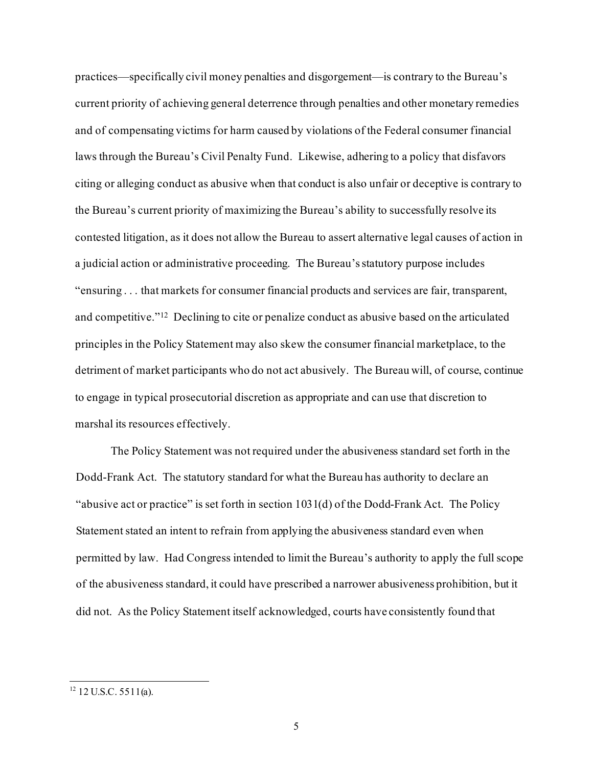practices—specifically civil money penalties and disgorgement—is contrary to the Bureau's current priority of achieving general deterrence through penalties and other monetary remedies and of compensating victims for harm caused by violations of the Federal consumer financial laws through the Bureau's Civil Penalty Fund. Likewise, adhering to a policy that disfavors citing or alleging conduct as abusive when that conduct is also unfair or deceptive is contrary to the Bureau's current priority of maximizing the Bureau's ability to successfully resolve its contested litigation, as it does not allow the Bureau to assert alternative legal causes of action in a judicial action or administrative proceeding. The Bureau's statutory purpose includes "ensuring . . . that markets for consumer financial products and services are fair, transparent, and competitive."[12] Declining to cite or penalize conduct as abusive based on the articulated principles in the Policy Statement may also skew the consumer financial marketplace, to the detriment of market participants who do not act abusively. The Bureau will, of course, continue to engage in typical prosecutorial discretion as appropriate and can use that discretion to marshal its resources effectively.

The Policy Statement was not required under the abusiveness standard set forth in the Dodd-Frank Act. The statutory standard for what the Bureau has authority to declare an "abusive act or practice" is set forth in section 1031(d) of the Dodd-Frank Act. The Policy Statement stated an intent to refrain from applying the abusiveness standard even when permitted by law. Had Congress intended to limit the Bureau's authority to apply the full scope of the abusiveness standard, it could have prescribed a narrower abusiveness prohibition, but it did not. As the Policy Statement itself acknowledged, courts have consistently found that

[12] 12 U.S.C. 5511(a).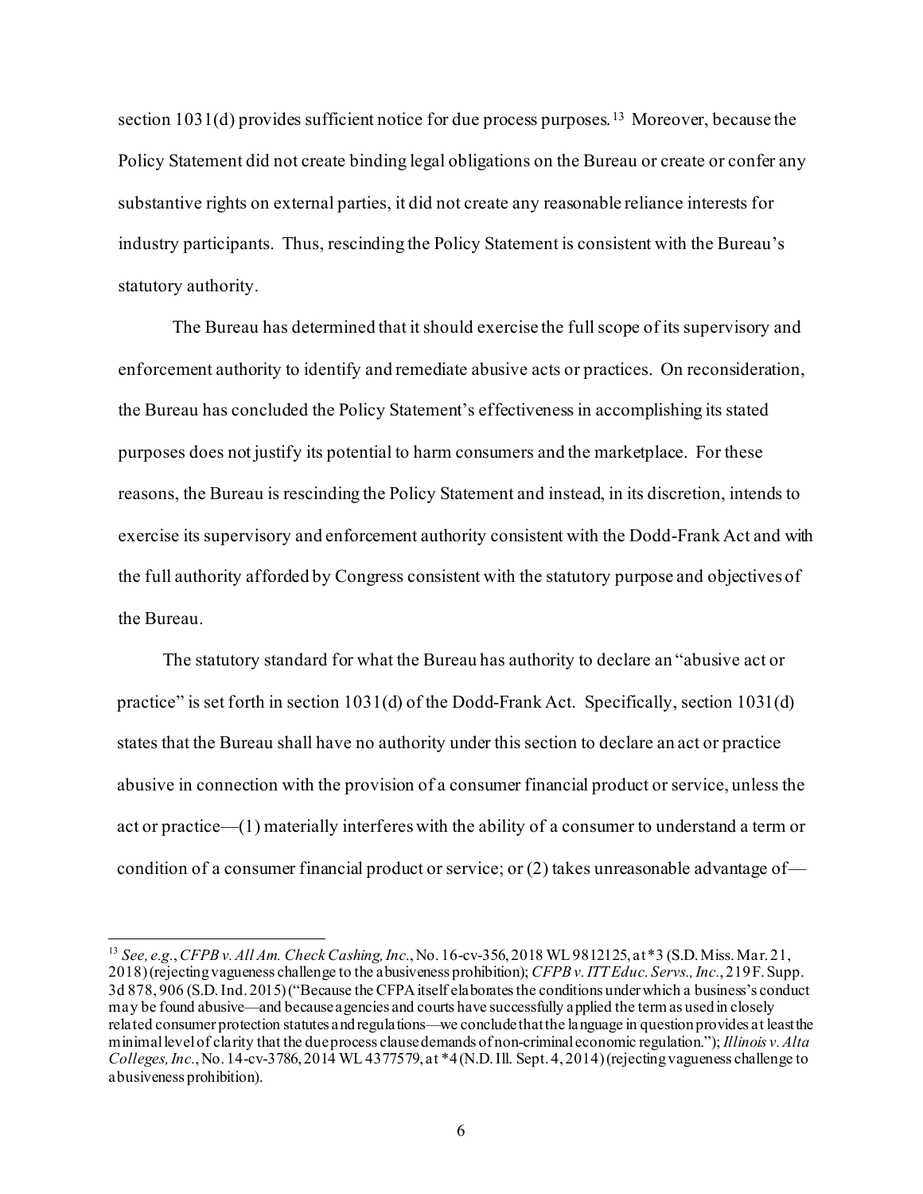section 1031(d) provides sufficient notice for due process purposes.[13] Moreover, because the Policy Statement did not create binding legal obligations on the Bureau or create or confer any substantive rights on external parties, it did not create any reasonable reliance interests for industry participants. Thus, rescinding the Policy Statement is consistent with the Bureau's statutory authority.

The Bureau has determined that it should exercise the full scope of its supervisory and enforcement authority to identify and remediate abusive acts or practices. On reconsideration, the Bureau has concluded the Policy Statement's effectiveness in accomplishing its stated purposes does not justify its potential to harm consumers and the marketplace. For these reasons, the Bureau is rescinding the Policy Statement and instead, in its discretion, intends to exercise its supervisory and enforcement authority consistent with the Dodd-Frank Act and with the full authority afforded by Congress consistent with the statutory purpose and objectives of the Bureau.

The statutory standard for what the Bureau has authority to declare an "abusive act or practice" is set forth in section 1031(d) of the Dodd-Frank Act. Specifically, section 1031(d) states that the Bureau shall have no authority under this section to declare an act or practice abusive in connection with the provision of a consumer financial product or service, unless the act or practice—(1) materially interferes with the ability of a consumer to understand a term or condition of a consumer financial product or service; or (2) takes unreasonable advantage of—

---

[13] *See, e.g.*, *CFPB v. All Am. Check Cashing, Inc.*, No. 16-cv-356, 2018 WL 9812125, at *3 (S.D. Miss. Mar. 21, 2018) (rejecting vagueness challenge to the abusiveness prohibition); *CFPB v. ITT Educ. Servs., Inc.*, 219 F. Supp. 3d 878, 906 (S.D. Ind. 2015) ("Because the CFPA itself elaborates the conditions under which a business's conduct may be found abusive—and because agencies and courts have successfully applied the term as used in closely related consumer protection statutes and regulations—we conclude that the language in question provides at least the minimal level of clarity that the due process clause demands of non-criminal economic regulation."); *Illinois v. Alta Colleges, Inc.*, No. 14-cv-3786, 2014 WL 4377579, at *4 (N.D. Ill. Sept. 4, 2014) (rejecting vagueness challenge to abusiveness prohibition).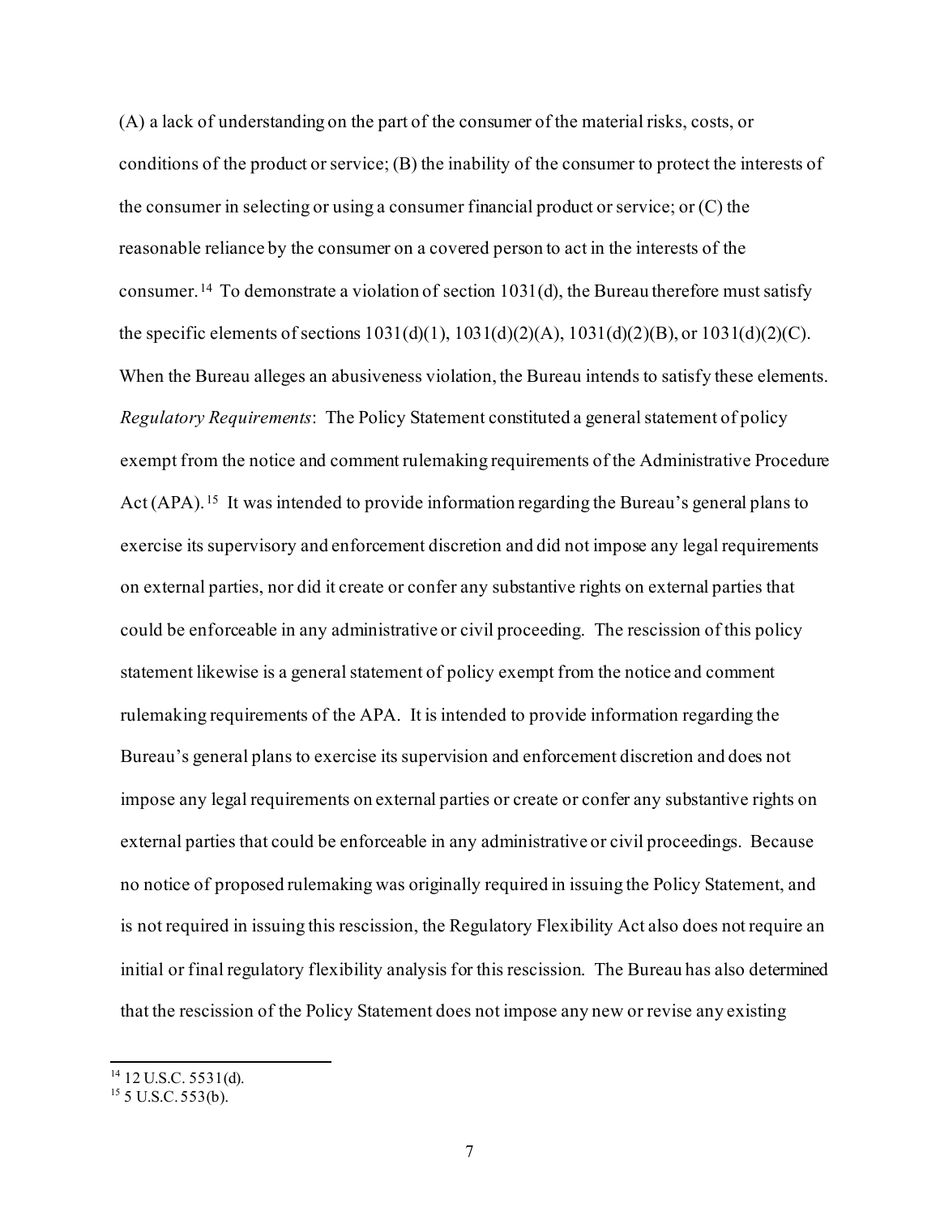(A) a lack of understanding on the part of the consumer of the material risks, costs, or conditions of the product or service; (B) the inability of the consumer to protect the interests of the consumer in selecting or using a consumer financial product or service; or (C) the reasonable reliance by the consumer on a covered person to act in the interests of the consumer.[14] To demonstrate a violation of section 1031(d), the Bureau therefore must satisfy the specific elements of sections 1031(d)(1), 1031(d)(2)(A), 1031(d)(2)(B), or 1031(d)(2)(C). When the Bureau alleges an abusiveness violation, the Bureau intends to satisfy these elements.

*Regulatory Requirements*: The Policy Statement constituted a general statement of policy exempt from the notice and comment rulemaking requirements of the Administrative Procedure Act (APA).[15] It was intended to provide information regarding the Bureau's general plans to exercise its supervisory and enforcement discretion and did not impose any legal requirements on external parties, nor did it create or confer any substantive rights on external parties that could be enforceable in any administrative or civil proceeding. The rescission of this policy statement likewise is a general statement of policy exempt from the notice and comment rulemaking requirements of the APA. It is intended to provide information regarding the Bureau's general plans to exercise its supervision and enforcement discretion and does not impose any legal requirements on external parties or create or confer any substantive rights on external parties that could be enforceable in any administrative or civil proceedings. Because no notice of proposed rulemaking was originally required in issuing the Policy Statement, and is not required in issuing this rescission, the Regulatory Flexibility Act also does not require an initial or final regulatory flexibility analysis for this rescission. The Bureau has also determined that the rescission of the Policy Statement does not impose any new or revise any existing

---

[14] 12 U.S.C. 5531(d).

[15] 5 U.S.C. 553(b).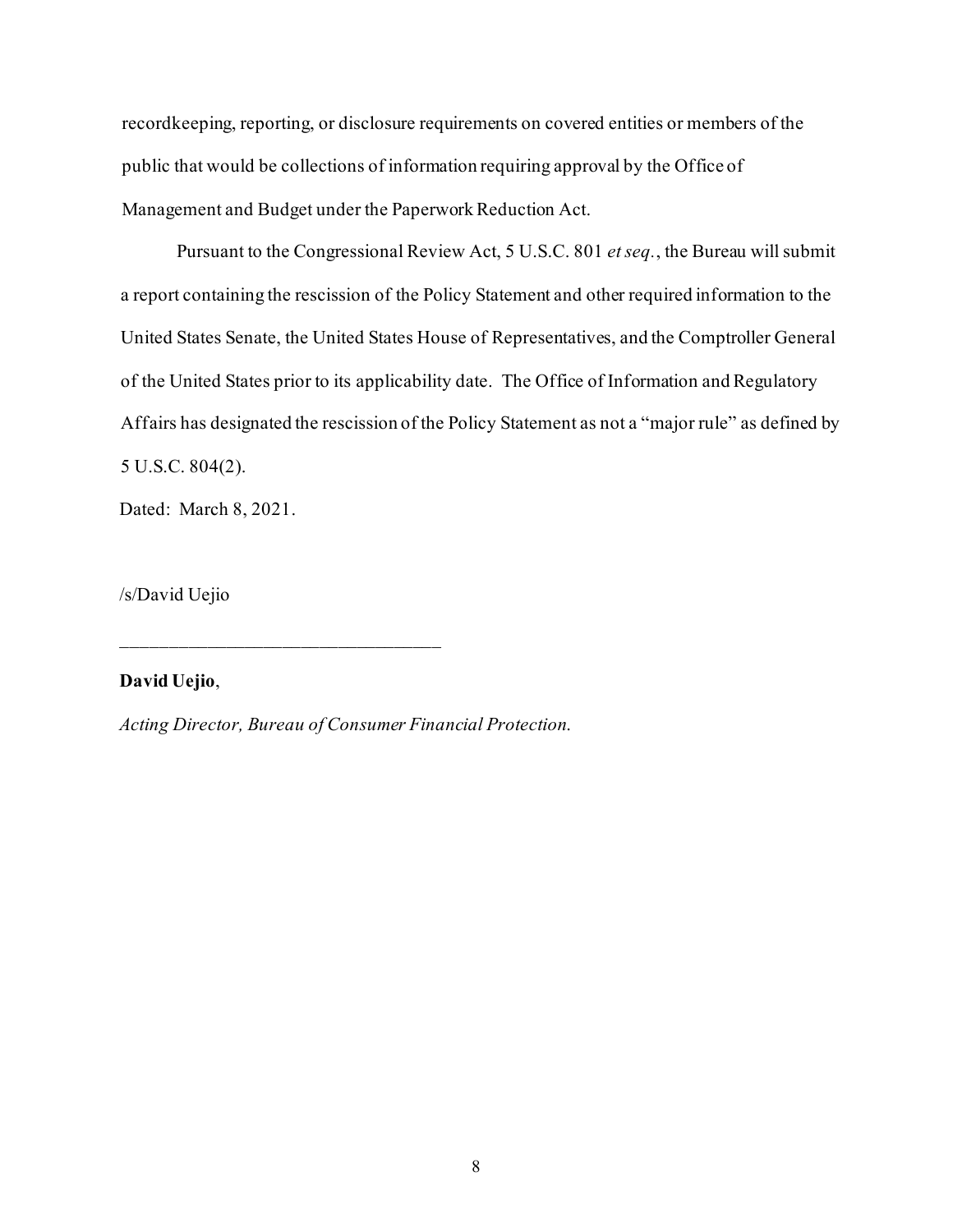recordkeeping, reporting, or disclosure requirements on covered entities or members of the public that would be collections of information requiring approval by the Office of Management and Budget under the Paperwork Reduction Act.

Pursuant to the Congressional Review Act, 5 U.S.C. 801 *et seq.*, the Bureau will submit a report containing the rescission of the Policy Statement and other required information to the United States Senate, the United States House of Representatives, and the Comptroller General of the United States prior to its applicability date. The Office of Information and Regulatory Affairs has designated the rescission of the Policy Statement as not a "major rule" as defined by 5 U.S.C. 804(2).

Dated: March 8, 2021.

/s/David Uejio

\_\_\_\_\_\_\_\_\_\_\_\_\_\_\_\_\_\_\_\_\_\_\_\_\_\_\_\_\_\_\_\_\_\_

**David Uejio**,

*Acting Director, Bureau of Consumer Financial Protection.*